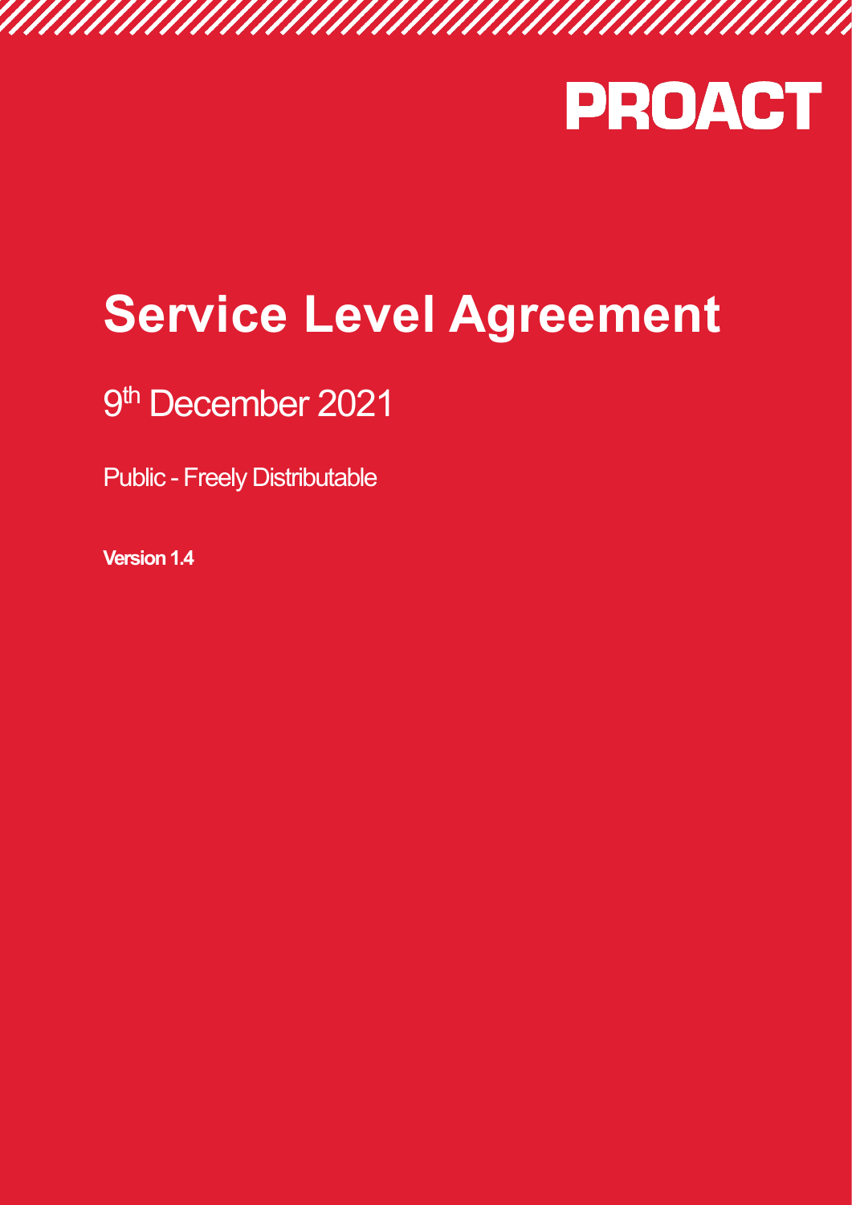PROACT

# Service Level Agreement

9th December 2021

Public - Freely Distributable

**Version 1.4**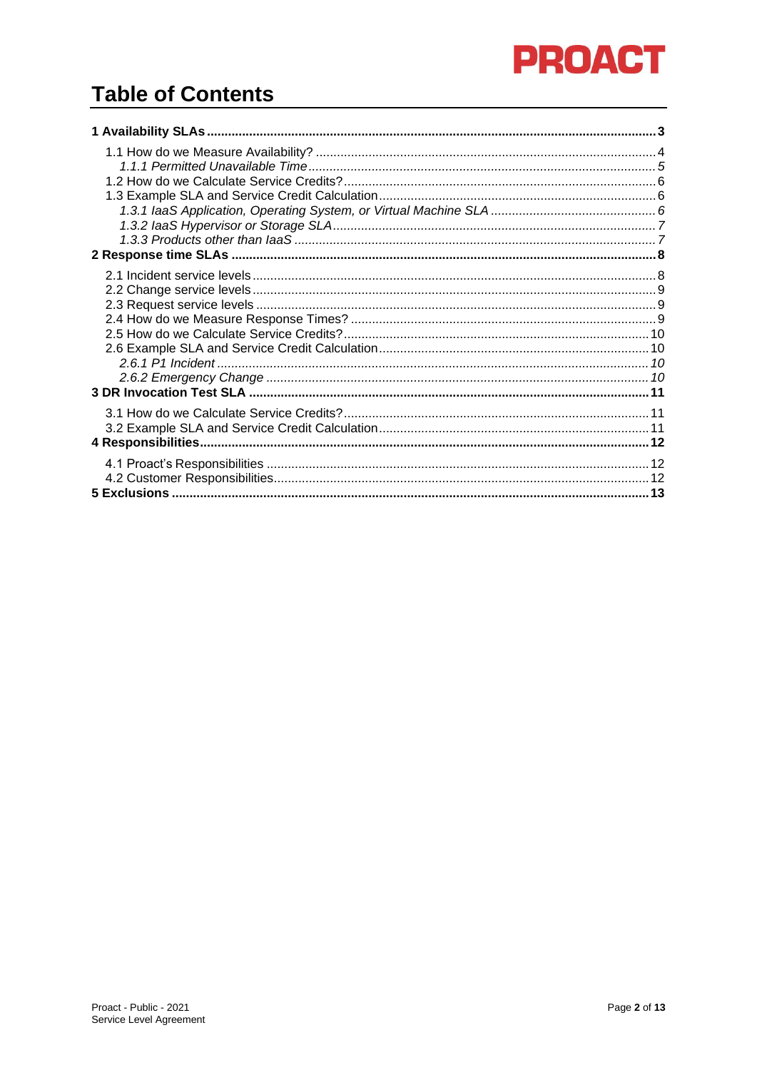# Table of Contents

**1 Availability SLAs** ... **3**

- 1.1 How do we Measure Availability? ... 4
  - *1.1.1 Permitted Unavailable Time* ... *5*
- 1.2 How do we Calculate Service Credits? ... 6
- 1.3 Example SLA and Service Credit Calculation ... 6
  - *1.3.1 IaaS Application, Operating System, or Virtual Machine SLA* ... *6*
  - *1.3.2 IaaS Hypervisor or Storage SLA* ... *7*
  - *1.3.3 Products other than IaaS* ... *7*

**2 Response time SLAs** ... **8**

- 2.1 Incident service levels ... 8
- 2.2 Change service levels ... 9
- 2.3 Request service levels ... 9
- 2.4 How do we Measure Response Times? ... 9
- 2.5 How do we Calculate Service Credits? ... 10
- 2.6 Example SLA and Service Credit Calculation ... 10
  - *2.6.1 P1 Incident* ... *10*
  - *2.6.2 Emergency Change* ... *10*

**3 DR Invocation Test SLA** ... **11**

- 3.1 How do we Calculate Service Credits? ... 11
- 3.2 Example SLA and Service Credit Calculation ... 11

**4 Responsibilities** ... **12**

- 4.1 Proact's Responsibilities ... 12
- 4.2 Customer Responsibilities ... 12

**5 Exclusions** ... **13**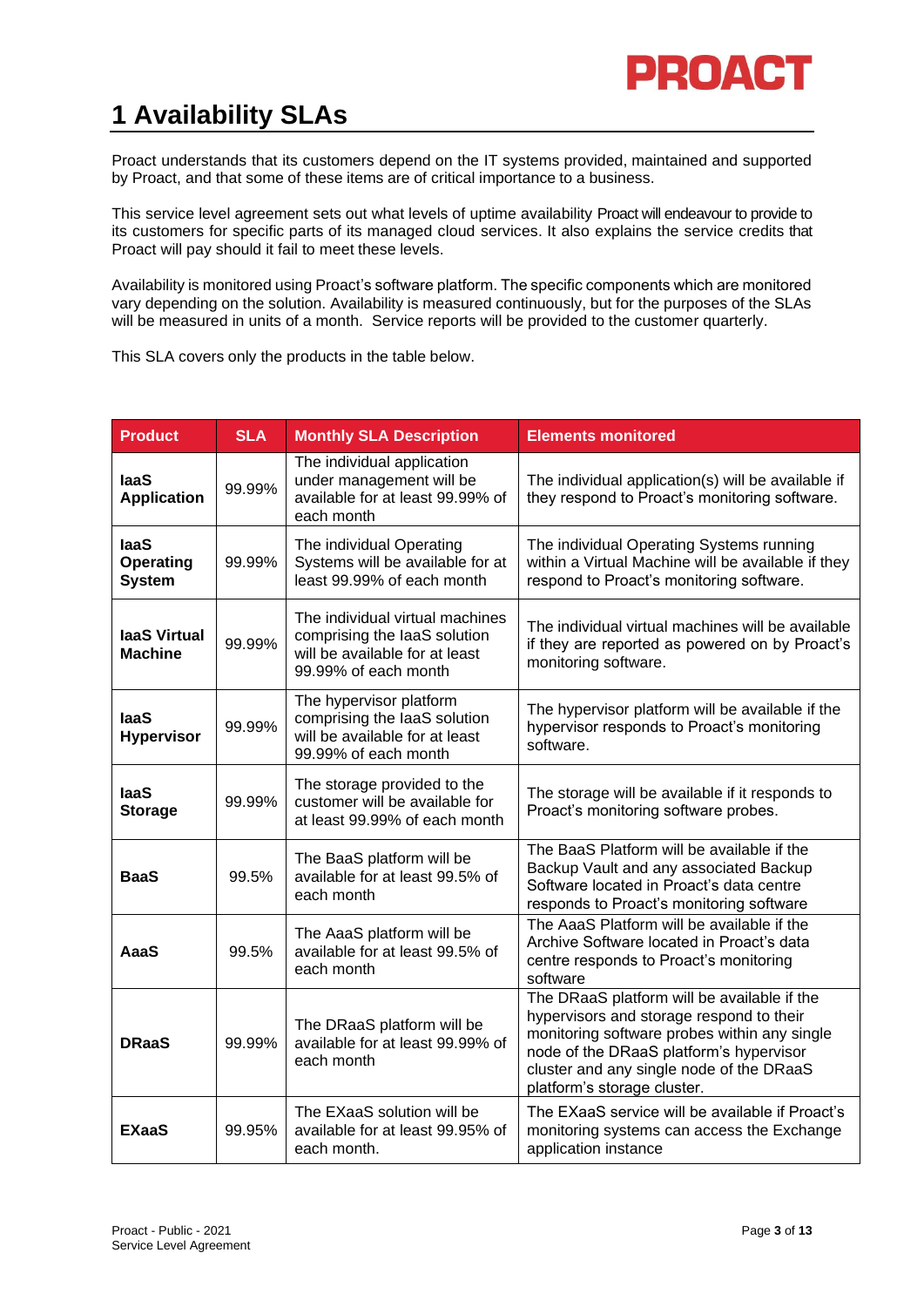# 1 Availability SLAs

Proact understands that its customers depend on the IT systems provided, maintained and supported by Proact, and that some of these items are of critical importance to a business.

This service level agreement sets out what levels of uptime availability Proact will endeavour to provide to its customers for specific parts of its managed cloud services. It also explains the service credits that Proact will pay should it fail to meet these levels.

Availability is monitored using Proact's software platform. The specific components which are monitored vary depending on the solution. Availability is measured continuously, but for the purposes of the SLAs will be measured in units of a month. Service reports will be provided to the customer quarterly.

This SLA covers only the products in the table below.

| Product | SLA | Monthly SLA Description | Elements monitored |
|---|---|---|---|
| **IaaS Application** | 99.99% | The individual application under management will be available for at least 99.99% of each month | The individual application(s) will be available if they respond to Proact's monitoring software. |
| **IaaS Operating System** | 99.99% | The individual Operating Systems will be available for at least 99.99% of each month | The individual Operating Systems running within a Virtual Machine will be available if they respond to Proact's monitoring software. |
| **IaaS Virtual Machine** | 99.99% | The individual virtual machines comprising the IaaS solution will be available for at least 99.99% of each month | The individual virtual machines will be available if they are reported as powered on by Proact's monitoring software. |
| **IaaS Hypervisor** | 99.99% | The hypervisor platform comprising the IaaS solution will be available for at least 99.99% of each month | The hypervisor platform will be available if the hypervisor responds to Proact's monitoring software. |
| **IaaS Storage** | 99.99% | The storage provided to the customer will be available for at least 99.99% of each month | The storage will be available if it responds to Proact's monitoring software probes. |
| **BaaS** | 99.5% | The BaaS platform will be available for at least 99.5% of each month | The BaaS Platform will be available if the Backup Vault and any associated Backup Software located in Proact's data centre responds to Proact's monitoring software |
| **AaaS** | 99.5% | The AaaS platform will be available for at least 99.5% of each month | The AaaS Platform will be available if the Archive Software located in Proact's data centre responds to Proact's monitoring software |
| **DRaaS** | 99.99% | The DRaaS platform will be available for at least 99.99% of each month | The DRaaS platform will be available if the hypervisors and storage respond to their monitoring software probes within any single node of the DRaaS platform's hypervisor cluster and any single node of the DRaaS platform's storage cluster. |
| **EXaaS** | 99.95% | The EXaaS solution will be available for at least 99.95% of each month. | The EXaaS service will be available if Proact's monitoring systems can access the Exchange application instance |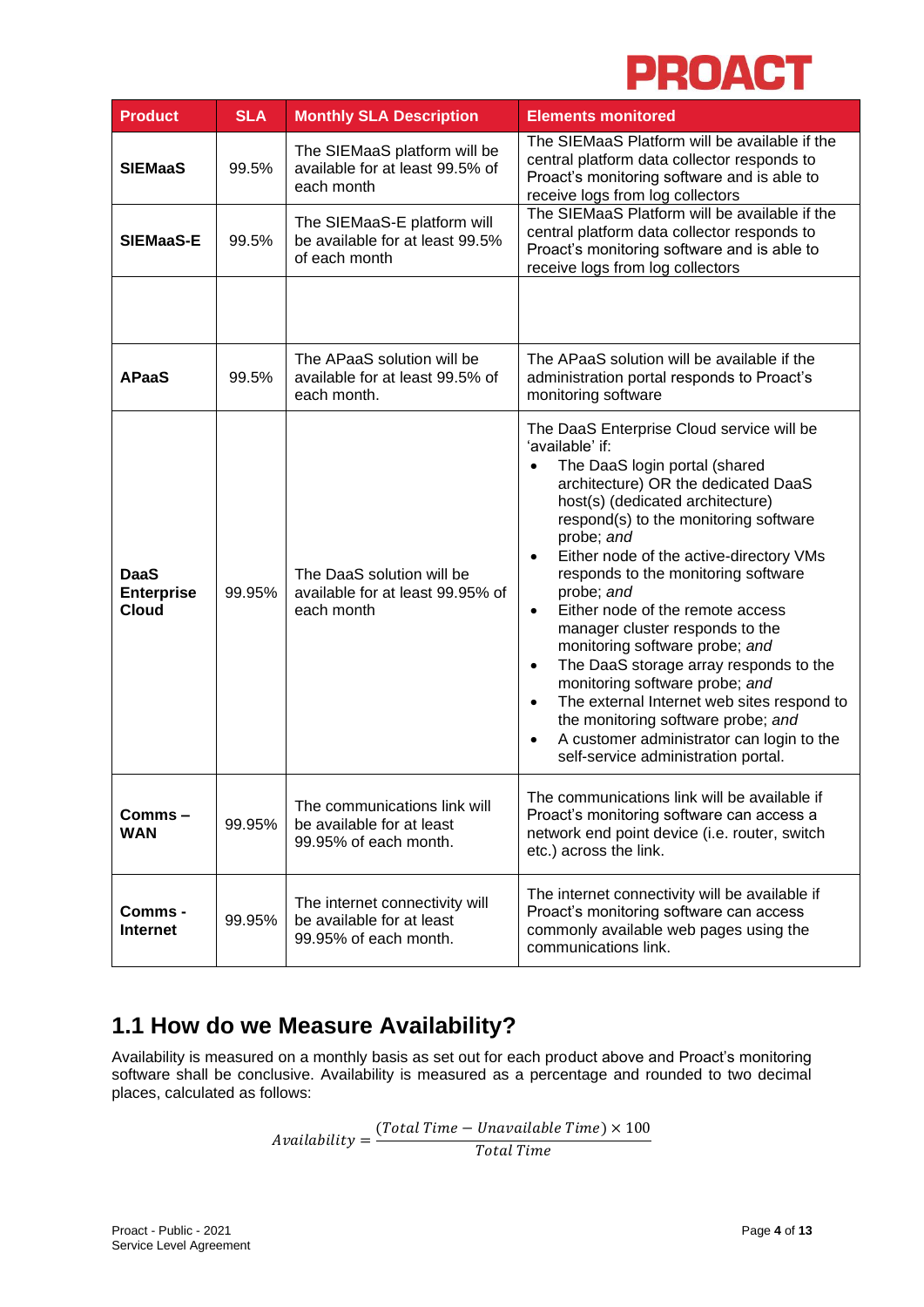| Product | SLA | Monthly SLA Description | Elements monitored |
|---|---|---|---|
| **SIEMaaS** | 99.5% | The SIEMaaS platform will be available for at least 99.5% of each month | The SIEMaaS Platform will be available if the central platform data collector responds to Proact's monitoring software and is able to receive logs from log collectors |
| **SIEMaaS-E** | 99.5% | The SIEMaaS-E platform will be available for at least 99.5% of each month | The SIEMaaS Platform will be available if the central platform data collector responds to Proact's monitoring software and is able to receive logs from log collectors |
| | | | |
| **APaaS** | 99.5% | The APaaS solution will be available for at least 99.5% of each month. | The APaaS solution will be available if the administration portal responds to Proact's monitoring software |
| **DaaS Enterprise Cloud** | 99.95% | The DaaS solution will be available for at least 99.95% of each month | The DaaS Enterprise Cloud service will be 'available' if:<br>• The DaaS login portal (shared architecture) OR the dedicated DaaS host(s) (dedicated architecture) respond(s) to the monitoring software probe; *and*<br>• Either node of the active-directory VMs responds to the monitoring software probe; *and*<br>• Either node of the remote access manager cluster responds to the monitoring software probe; *and*<br>• The DaaS storage array responds to the monitoring software probe; *and*<br>• The external Internet web sites respond to the monitoring software probe; *and*<br>• A customer administrator can login to the self-service administration portal. |
| **Comms – WAN** | 99.95% | The communications link will be available for at least 99.95% of each month. | The communications link will be available if Proact's monitoring software can access a network end point device (i.e. router, switch etc.) across the link. |
| **Comms - Internet** | 99.95% | The internet connectivity will be available for at least 99.95% of each month. | The internet connectivity will be available if Proact's monitoring software can access commonly available web pages using the communications link. |

## 1.1 How do we Measure Availability?

Availability is measured on a monthly basis as set out for each product above and Proact's monitoring software shall be conclusive. Availability is measured as a percentage and rounded to two decimal places, calculated as follows:

$$Availability = \frac{(Total\ Time - Unavailable\ Time) \times 100}{Total\ Time}$$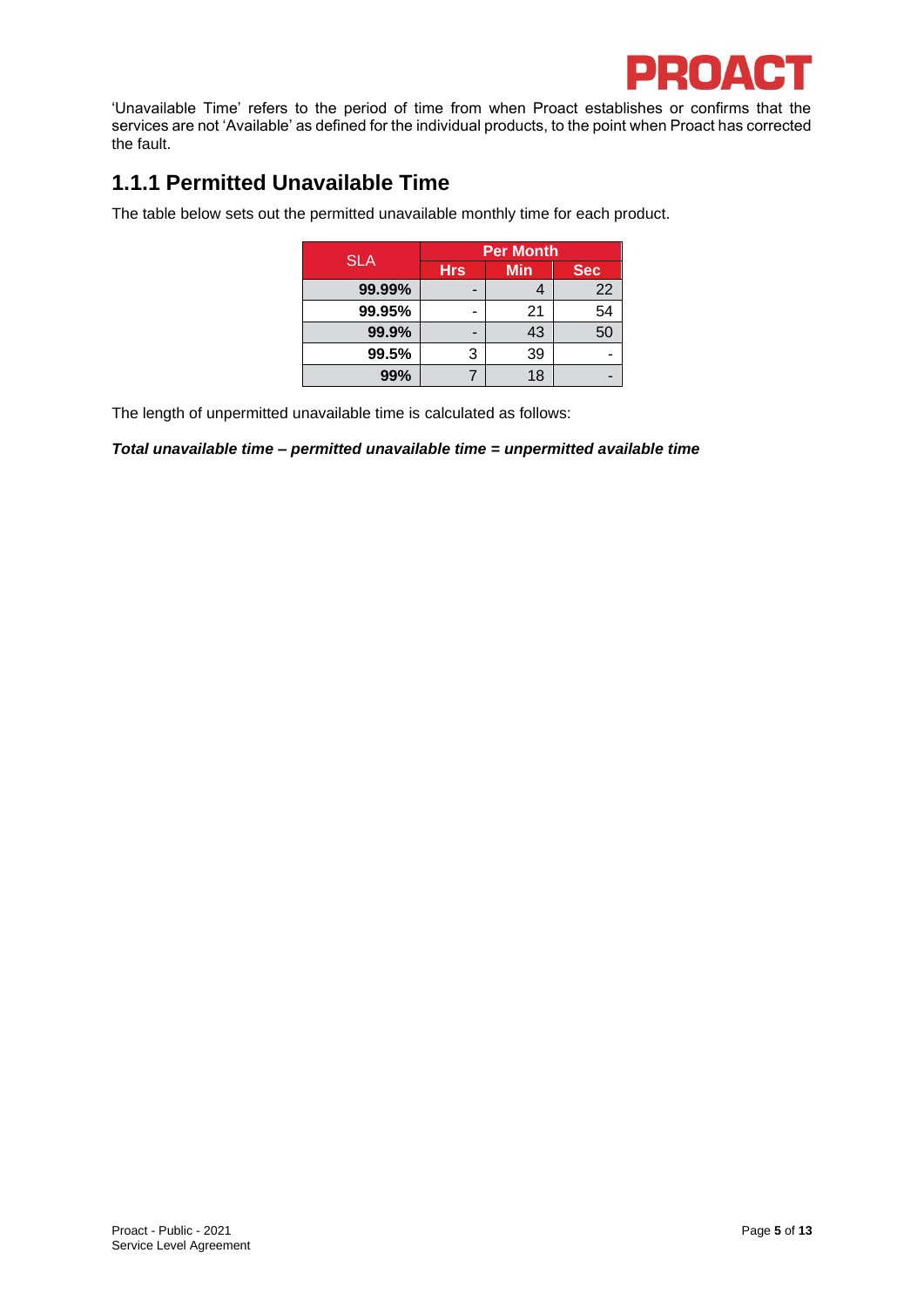'Unavailable Time' refers to the period of time from when Proact establishes or confirms that the services are not 'Available' as defined for the individual products, to the point when Proact has corrected the fault.

## 1.1.1 Permitted Unavailable Time

The table below sets out the permitted unavailable monthly time for each product.

| SLA | Per Month | | |
|---|---|---|---|
| | Hrs | Min | Sec |
| **99.99%** | - | 4 | 22 |
| **99.95%** | - | 21 | 54 |
| **99.9%** | - | 43 | 50 |
| **99.5%** | 3 | 39 | - |
| **99%** | 7 | 18 | - |

The length of unpermitted unavailable time is calculated as follows:

***Total unavailable time – permitted unavailable time = unpermitted available time***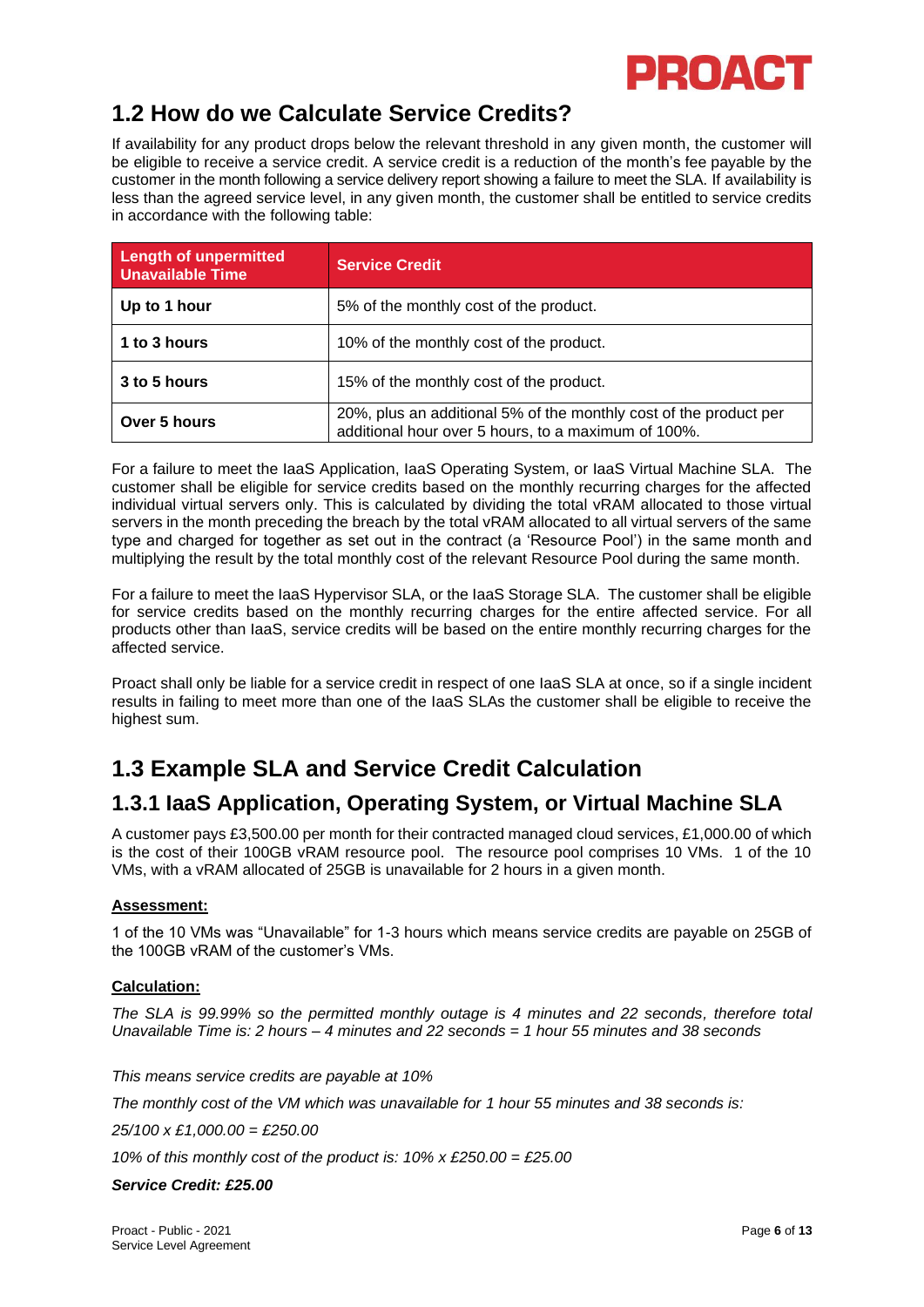## 1.2 How do we Calculate Service Credits?

If availability for any product drops below the relevant threshold in any given month, the customer will be eligible to receive a service credit. A service credit is a reduction of the month's fee payable by the customer in the month following a service delivery report showing a failure to meet the SLA. If availability is less than the agreed service level, in any given month, the customer shall be entitled to service credits in accordance with the following table:

| Length of unpermitted Unavailable Time | Service Credit |
|---|---|
| **Up to 1 hour** | 5% of the monthly cost of the product. |
| **1 to 3 hours** | 10% of the monthly cost of the product. |
| **3 to 5 hours** | 15% of the monthly cost of the product. |
| **Over 5 hours** | 20%, plus an additional 5% of the monthly cost of the product per additional hour over 5 hours, to a maximum of 100%. |

For a failure to meet the IaaS Application, IaaS Operating System, or IaaS Virtual Machine SLA. The customer shall be eligible for service credits based on the monthly recurring charges for the affected individual virtual servers only. This is calculated by dividing the total vRAM allocated to those virtual servers in the month preceding the breach by the total vRAM allocated to all virtual servers of the same type and charged for together as set out in the contract (a 'Resource Pool') in the same month and multiplying the result by the total monthly cost of the relevant Resource Pool during the same month.

For a failure to meet the IaaS Hypervisor SLA, or the IaaS Storage SLA. The customer shall be eligible for service credits based on the monthly recurring charges for the entire affected service. For all products other than IaaS, service credits will be based on the entire monthly recurring charges for the affected service.

Proact shall only be liable for a service credit in respect of one IaaS SLA at once, so if a single incident results in failing to meet more than one of the IaaS SLAs the customer shall be eligible to receive the highest sum.

## 1.3 Example SLA and Service Credit Calculation

### 1.3.1 IaaS Application, Operating System, or Virtual Machine SLA

A customer pays £3,500.00 per month for their contracted managed cloud services, £1,000.00 of which is the cost of their 100GB vRAM resource pool. The resource pool comprises 10 VMs. 1 of the 10 VMs, with a vRAM allocated of 25GB is unavailable for 2 hours in a given month.

**Assessment:**

1 of the 10 VMs was "Unavailable" for 1-3 hours which means service credits are payable on 25GB of the 100GB vRAM of the customer's VMs.

**Calculation:**

*The SLA is 99.99% so the permitted monthly outage is 4 minutes and 22 seconds, therefore total Unavailable Time is: 2 hours – 4 minutes and 22 seconds = 1 hour 55 minutes and 38 seconds*

*This means service credits are payable at 10%*

*The monthly cost of the VM which was unavailable for 1 hour 55 minutes and 38 seconds is:*

*25/100 x £1,000.00 = £250.00*

*10% of this monthly cost of the product is: 10% x £250.00 = £25.00*

***Service Credit: £25.00***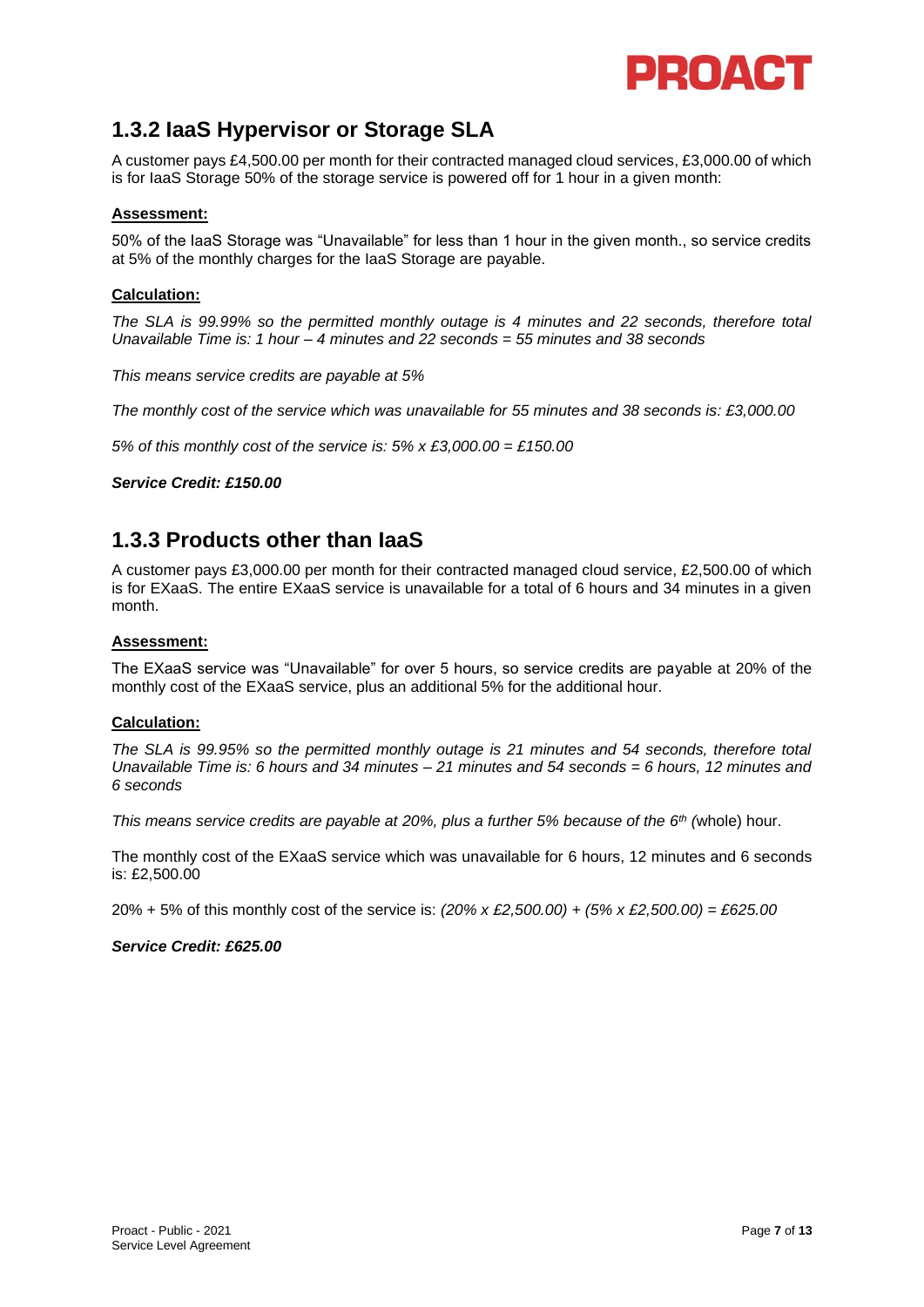## 1.3.2 IaaS Hypervisor or Storage SLA

A customer pays £4,500.00 per month for their contracted managed cloud services, £3,000.00 of which is for IaaS Storage 50% of the storage service is powered off for 1 hour in a given month:

**Assessment:**

50% of the IaaS Storage was "Unavailable" for less than 1 hour in the given month., so service credits at 5% of the monthly charges for the IaaS Storage are payable.

**Calculation:**

*The SLA is 99.99% so the permitted monthly outage is 4 minutes and 22 seconds, therefore total Unavailable Time is: 1 hour – 4 minutes and 22 seconds = 55 minutes and 38 seconds*

*This means service credits are payable at 5%*

*The monthly cost of the service which was unavailable for 55 minutes and 38 seconds is: £3,000.00*

*5% of this monthly cost of the service is: 5% x £3,000.00 = £150.00*

***Service Credit: £150.00***

## 1.3.3 Products other than IaaS

A customer pays £3,000.00 per month for their contracted managed cloud service, £2,500.00 of which is for EXaaS. The entire EXaaS service is unavailable for a total of 6 hours and 34 minutes in a given month.

**Assessment:**

The EXaaS service was "Unavailable" for over 5 hours, so service credits are payable at 20% of the monthly cost of the EXaaS service, plus an additional 5% for the additional hour.

**Calculation:**

*The SLA is 99.95% so the permitted monthly outage is 21 minutes and 54 seconds, therefore total Unavailable Time is: 6 hours and 34 minutes – 21 minutes and 54 seconds = 6 hours, 12 minutes and 6 seconds*

*This means service credits are payable at 20%, plus a further 5% because of the 6th* (whole) hour.

The monthly cost of the EXaaS service which was unavailable for 6 hours, 12 minutes and 6 seconds is: £2,500.00

20% + 5% of this monthly cost of the service is: *(20% x £2,500.00) + (5% x £2,500.00) = £625.00*

***Service Credit: £625.00***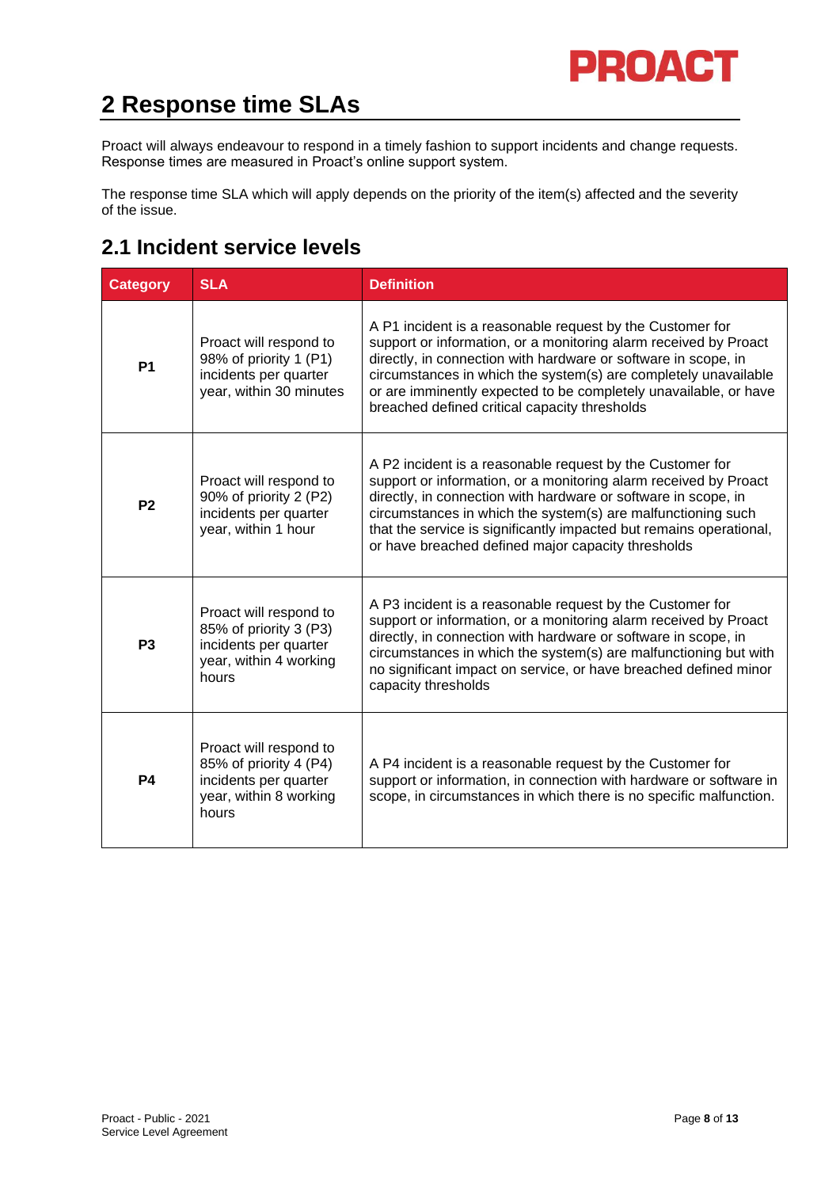# 2 Response time SLAs

Proact will always endeavour to respond in a timely fashion to support incidents and change requests. Response times are measured in Proact's online support system.

The response time SLA which will apply depends on the priority of the item(s) affected and the severity of the issue.

## 2.1 Incident service levels

| Category | SLA | Definition |
|---|---|---|
| **P1** | Proact will respond to 98% of priority 1 (P1) incidents per quarter year, within 30 minutes | A P1 incident is a reasonable request by the Customer for support or information, or a monitoring alarm received by Proact directly, in connection with hardware or software in scope, in circumstances in which the system(s) are completely unavailable or are imminently expected to be completely unavailable, or have breached defined critical capacity thresholds |
| **P2** | Proact will respond to 90% of priority 2 (P2) incidents per quarter year, within 1 hour | A P2 incident is a reasonable request by the Customer for support or information, or a monitoring alarm received by Proact directly, in connection with hardware or software in scope, in circumstances in which the system(s) are malfunctioning such that the service is significantly impacted but remains operational, or have breached defined major capacity thresholds |
| **P3** | Proact will respond to 85% of priority 3 (P3) incidents per quarter year, within 4 working hours | A P3 incident is a reasonable request by the Customer for support or information, or a monitoring alarm received by Proact directly, in connection with hardware or software in scope, in circumstances in which the system(s) are malfunctioning but with no significant impact on service, or have breached defined minor capacity thresholds |
| **P4** | Proact will respond to 85% of priority 4 (P4) incidents per quarter year, within 8 working hours | A P4 incident is a reasonable request by the Customer for support or information, in connection with hardware or software in scope, in circumstances in which there is no specific malfunction. |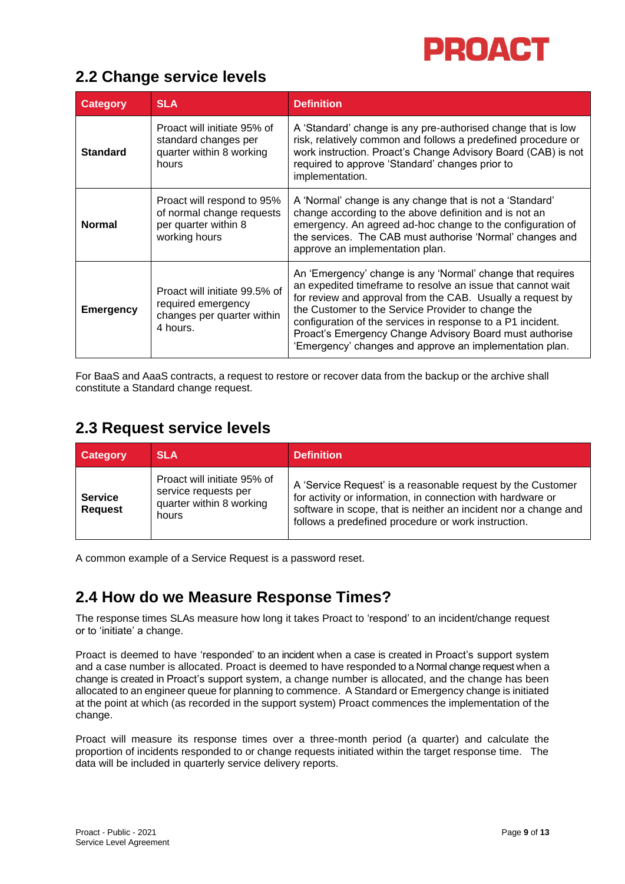## 2.2 Change service levels

| Category | SLA | Definition |
| --- | --- | --- |
| **Standard** | Proact will initiate 95% of standard changes per quarter within 8 working hours | A 'Standard' change is any pre-authorised change that is low risk, relatively common and follows a predefined procedure or work instruction. Proact's Change Advisory Board (CAB) is not required to approve 'Standard' changes prior to implementation. |
| **Normal** | Proact will respond to 95% of normal change requests per quarter within 8 working hours | A 'Normal' change is any change that is not a 'Standard' change according to the above definition and is not an emergency. An agreed ad-hoc change to the configuration of the services. The CAB must authorise 'Normal' changes and approve an implementation plan. |
| **Emergency** | Proact will initiate 99.5% of required emergency changes per quarter within 4 hours. | An 'Emergency' change is any 'Normal' change that requires an expedited timeframe to resolve an issue that cannot wait for review and approval from the CAB. Usually a request by the Customer to the Service Provider to change the configuration of the services in response to a P1 incident. Proact's Emergency Change Advisory Board must authorise 'Emergency' changes and approve an implementation plan. |

For BaaS and AaaS contracts, a request to restore or recover data from the backup or the archive shall constitute a Standard change request.

## 2.3 Request service levels

| Category | SLA | Definition |
| --- | --- | --- |
| **Service Request** | Proact will initiate 95% of service requests per quarter within 8 working hours | A 'Service Request' is a reasonable request by the Customer for activity or information, in connection with hardware or software in scope, that is neither an incident nor a change and follows a predefined procedure or work instruction. |

A common example of a Service Request is a password reset.

## 2.4 How do we Measure Response Times?

The response times SLAs measure how long it takes Proact to 'respond' to an incident/change request or to 'initiate' a change.

Proact is deemed to have 'responded' to an incident when a case is created in Proact's support system and a case number is allocated. Proact is deemed to have responded to a Normal change request when a change is created in Proact's support system, a change number is allocated, and the change has been allocated to an engineer queue for planning to commence. A Standard or Emergency change is initiated at the point at which (as recorded in the support system) Proact commences the implementation of the change.

Proact will measure its response times over a three-month period (a quarter) and calculate the proportion of incidents responded to or change requests initiated within the target response time. The data will be included in quarterly service delivery reports.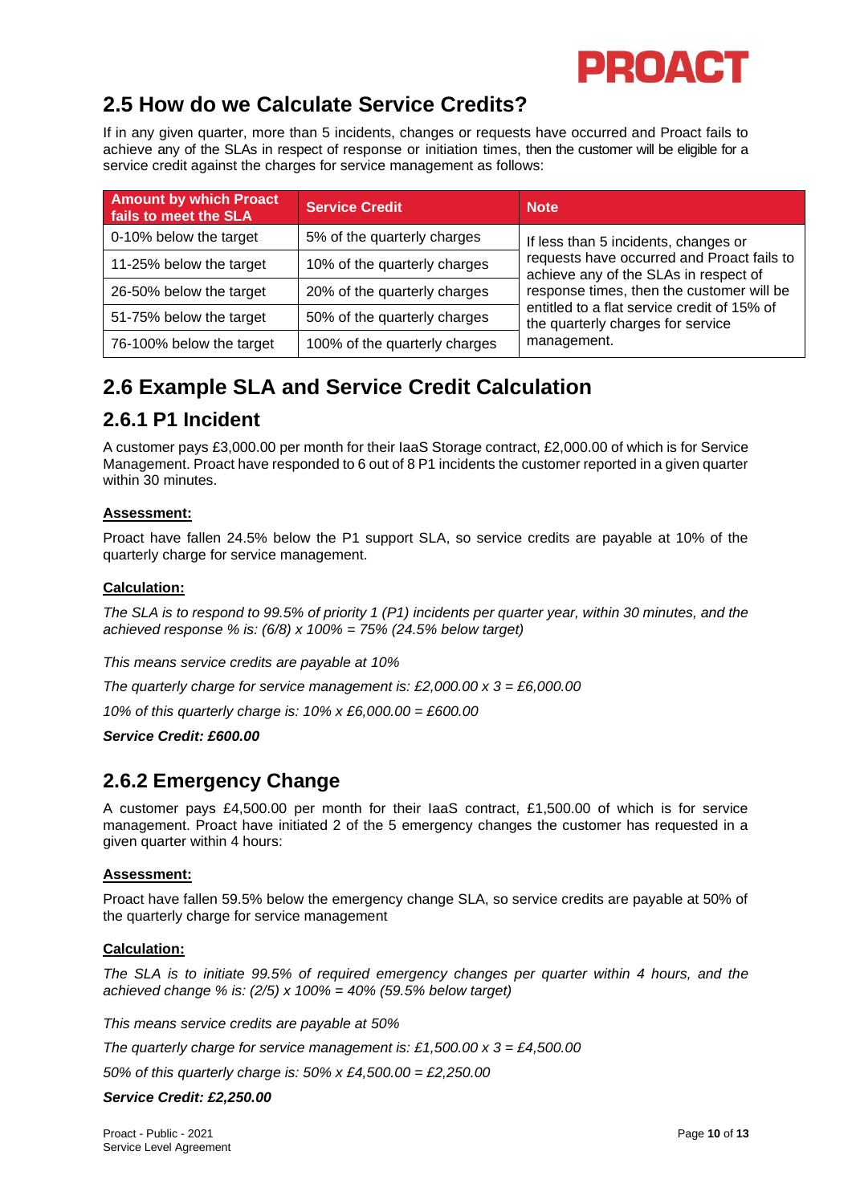## 2.5 How do we Calculate Service Credits?

If in any given quarter, more than 5 incidents, changes or requests have occurred and Proact fails to achieve any of the SLAs in respect of response or initiation times, then the customer will be eligible for a service credit against the charges for service management as follows:

| Amount by which Proact fails to meet the SLA | Service Credit | Note |
|---|---|---|
| 0-10% below the target | 5% of the quarterly charges | If less than 5 incidents, changes or requests have occurred and Proact fails to achieve any of the SLAs in respect of response times, then the customer will be entitled to a flat service credit of 15% of the quarterly charges for service management. |
| 11-25% below the target | 10% of the quarterly charges | |
| 26-50% below the target | 20% of the quarterly charges | |
| 51-75% below the target | 50% of the quarterly charges | |
| 76-100% below the target | 100% of the quarterly charges | |

## 2.6 Example SLA and Service Credit Calculation

### 2.6.1 P1 Incident

A customer pays £3,000.00 per month for their IaaS Storage contract, £2,000.00 of which is for Service Management. Proact have responded to 6 out of 8 P1 incidents the customer reported in a given quarter within 30 minutes.

**Assessment:**

Proact have fallen 24.5% below the P1 support SLA, so service credits are payable at 10% of the quarterly charge for service management.

**Calculation:**

*The SLA is to respond to 99.5% of priority 1 (P1) incidents per quarter year, within 30 minutes, and the achieved response % is: (6/8) x 100% = 75% (24.5% below target)*

*This means service credits are payable at 10%*

*The quarterly charge for service management is: £2,000.00 x 3 = £6,000.00*

*10% of this quarterly charge is: 10% x £6,000.00 = £600.00*

***Service Credit: £600.00***

### 2.6.2 Emergency Change

A customer pays £4,500.00 per month for their IaaS contract, £1,500.00 of which is for service management. Proact have initiated 2 of the 5 emergency changes the customer has requested in a given quarter within 4 hours:

**Assessment:**

Proact have fallen 59.5% below the emergency change SLA, so service credits are payable at 50% of the quarterly charge for service management

**Calculation:**

*The SLA is to initiate 99.5% of required emergency changes per quarter within 4 hours, and the achieved change % is: (2/5) x 100% = 40% (59.5% below target)*

*This means service credits are payable at 50%*

*The quarterly charge for service management is: £1,500.00 x 3 = £4,500.00*

*50% of this quarterly charge is: 50% x £4,500.00 = £2,250.00*

***Service Credit: £2,250.00***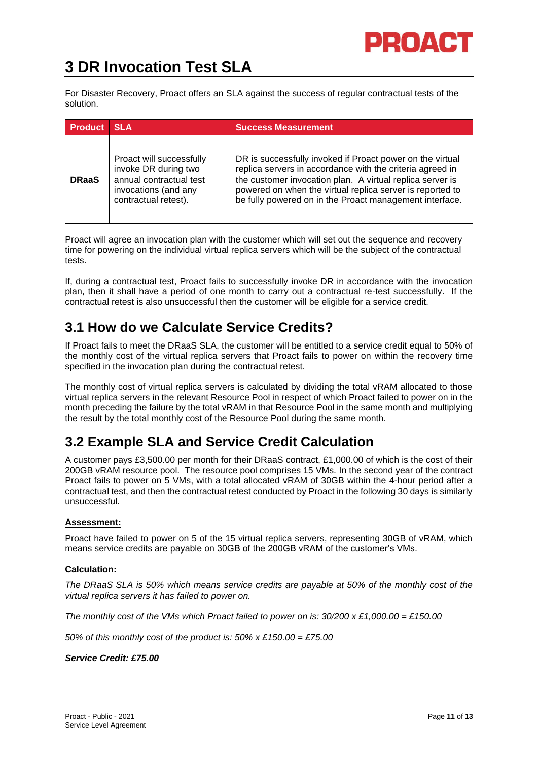# 3 DR Invocation Test SLA

For Disaster Recovery, Proact offers an SLA against the success of regular contractual tests of the solution.

| Product | SLA | Success Measurement |
|---|---|---|
| **DRaaS** | Proact will successfully invoke DR during two annual contractual test invocations (and any contractual retest). | DR is successfully invoked if Proact power on the virtual replica servers in accordance with the criteria agreed in the customer invocation plan. A virtual replica server is powered on when the virtual replica server is reported to be fully powered on in the Proact management interface. |

Proact will agree an invocation plan with the customer which will set out the sequence and recovery time for powering on the individual virtual replica servers which will be the subject of the contractual tests.

If, during a contractual test, Proact fails to successfully invoke DR in accordance with the invocation plan, then it shall have a period of one month to carry out a contractual re-test successfully. If the contractual retest is also unsuccessful then the customer will be eligible for a service credit.

## 3.1 How do we Calculate Service Credits?

If Proact fails to meet the DRaaS SLA, the customer will be entitled to a service credit equal to 50% of the monthly cost of the virtual replica servers that Proact fails to power on within the recovery time specified in the invocation plan during the contractual retest.

The monthly cost of virtual replica servers is calculated by dividing the total vRAM allocated to those virtual replica servers in the relevant Resource Pool in respect of which Proact failed to power on in the month preceding the failure by the total vRAM in that Resource Pool in the same month and multiplying the result by the total monthly cost of the Resource Pool during the same month.

## 3.2 Example SLA and Service Credit Calculation

A customer pays £3,500.00 per month for their DRaaS contract, £1,000.00 of which is the cost of their 200GB vRAM resource pool. The resource pool comprises 15 VMs. In the second year of the contract Proact fails to power on 5 VMs, with a total allocated vRAM of 30GB within the 4-hour period after a contractual test, and then the contractual retest conducted by Proact in the following 30 days is similarly unsuccessful.

**Assessment:**

Proact have failed to power on 5 of the 15 virtual replica servers, representing 30GB of vRAM, which means service credits are payable on 30GB of the 200GB vRAM of the customer's VMs.

**Calculation:**

*The DRaaS SLA is 50% which means service credits are payable at 50% of the monthly cost of the virtual replica servers it has failed to power on.*

*The monthly cost of the VMs which Proact failed to power on is: 30/200 x £1,000.00 = £150.00*

*50% of this monthly cost of the product is: 50% x £150.00 = £75.00*

***Service Credit: £75.00***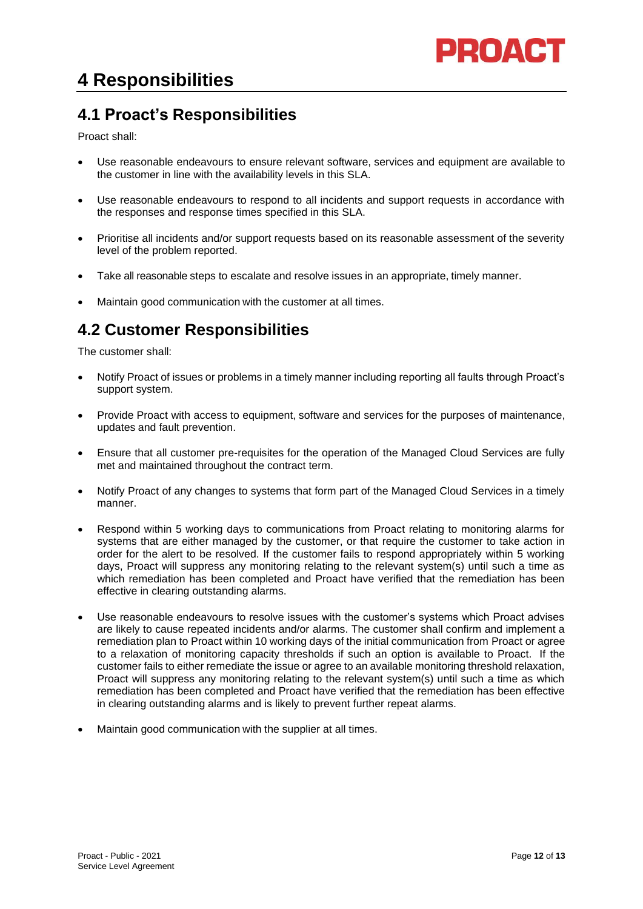# 4 Responsibilities

## 4.1 Proact's Responsibilities

Proact shall:

- Use reasonable endeavours to ensure relevant software, services and equipment are available to the customer in line with the availability levels in this SLA.
- Use reasonable endeavours to respond to all incidents and support requests in accordance with the responses and response times specified in this SLA.
- Prioritise all incidents and/or support requests based on its reasonable assessment of the severity level of the problem reported.
- Take all reasonable steps to escalate and resolve issues in an appropriate, timely manner.
- Maintain good communication with the customer at all times.

## 4.2 Customer Responsibilities

The customer shall:

- Notify Proact of issues or problems in a timely manner including reporting all faults through Proact's support system.
- Provide Proact with access to equipment, software and services for the purposes of maintenance, updates and fault prevention.
- Ensure that all customer pre-requisites for the operation of the Managed Cloud Services are fully met and maintained throughout the contract term.
- Notify Proact of any changes to systems that form part of the Managed Cloud Services in a timely manner.
- Respond within 5 working days to communications from Proact relating to monitoring alarms for systems that are either managed by the customer, or that require the customer to take action in order for the alert to be resolved. If the customer fails to respond appropriately within 5 working days, Proact will suppress any monitoring relating to the relevant system(s) until such a time as which remediation has been completed and Proact have verified that the remediation has been effective in clearing outstanding alarms.
- Use reasonable endeavours to resolve issues with the customer's systems which Proact advises are likely to cause repeated incidents and/or alarms. The customer shall confirm and implement a remediation plan to Proact within 10 working days of the initial communication from Proact or agree to a relaxation of monitoring capacity thresholds if such an option is available to Proact. If the customer fails to either remediate the issue or agree to an available monitoring threshold relaxation, Proact will suppress any monitoring relating to the relevant system(s) until such a time as which remediation has been completed and Proact have verified that the remediation has been effective in clearing outstanding alarms and is likely to prevent further repeat alarms.
- Maintain good communication with the supplier at all times.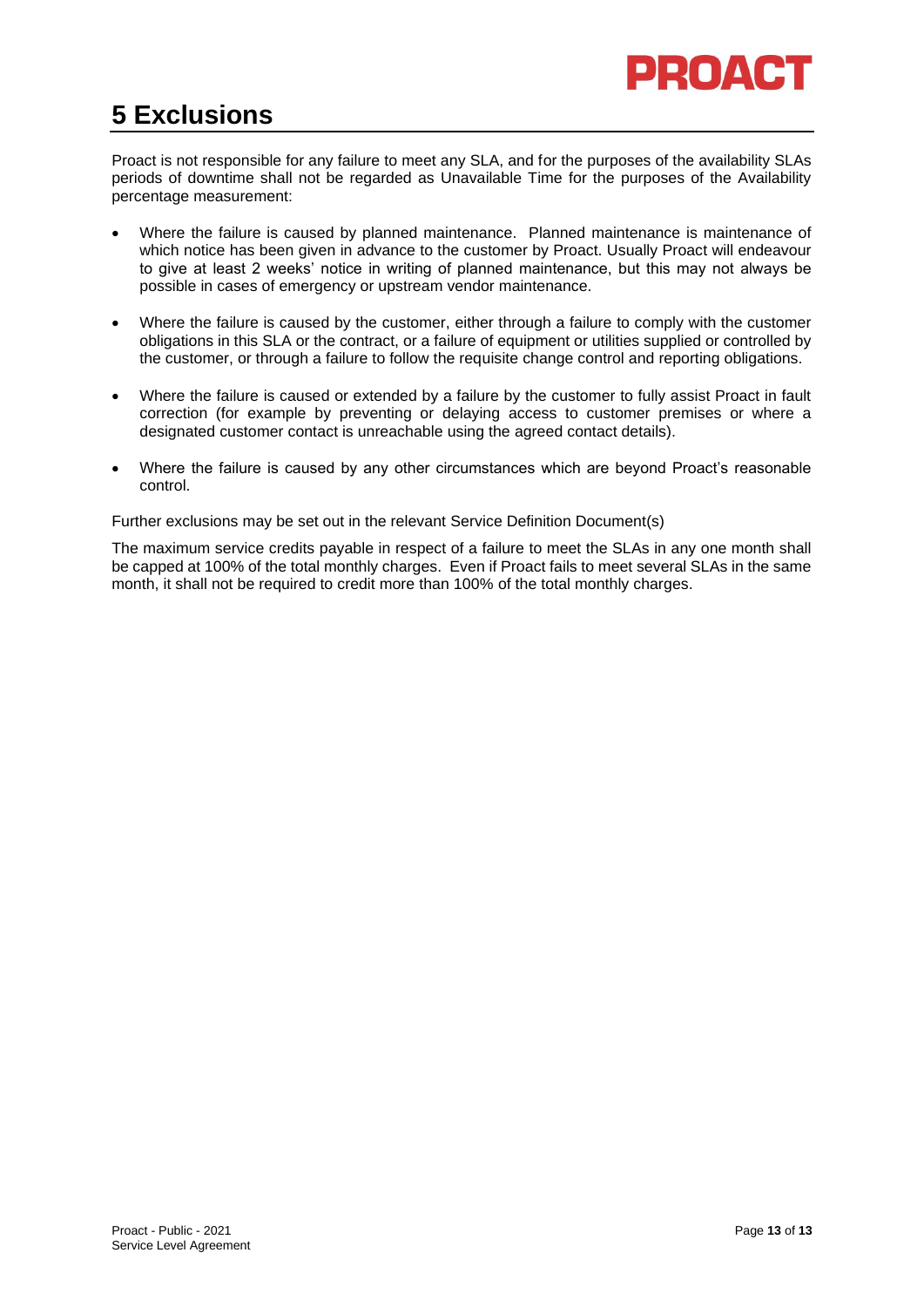# 5 Exclusions

Proact is not responsible for any failure to meet any SLA, and for the purposes of the availability SLAs periods of downtime shall not be regarded as Unavailable Time for the purposes of the Availability percentage measurement:

- Where the failure is caused by planned maintenance. Planned maintenance is maintenance of which notice has been given in advance to the customer by Proact. Usually Proact will endeavour to give at least 2 weeks' notice in writing of planned maintenance, but this may not always be possible in cases of emergency or upstream vendor maintenance.
- Where the failure is caused by the customer, either through a failure to comply with the customer obligations in this SLA or the contract, or a failure of equipment or utilities supplied or controlled by the customer, or through a failure to follow the requisite change control and reporting obligations.
- Where the failure is caused or extended by a failure by the customer to fully assist Proact in fault correction (for example by preventing or delaying access to customer premises or where a designated customer contact is unreachable using the agreed contact details).
- Where the failure is caused by any other circumstances which are beyond Proact's reasonable control.

Further exclusions may be set out in the relevant Service Definition Document(s)

The maximum service credits payable in respect of a failure to meet the SLAs in any one month shall be capped at 100% of the total monthly charges. Even if Proact fails to meet several SLAs in the same month, it shall not be required to credit more than 100% of the total monthly charges.